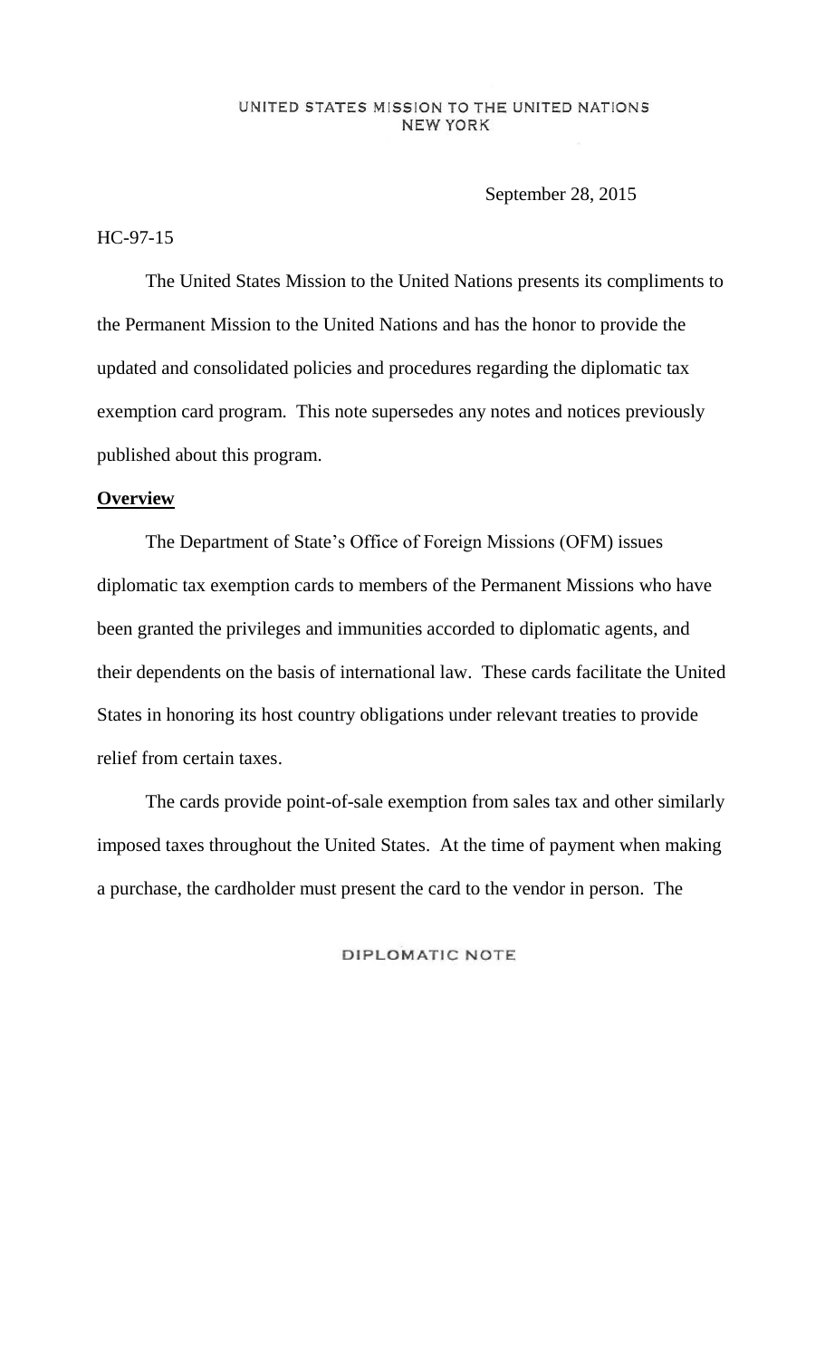UNITED STATES MISSION TO THE UNITED NATIONS
NEW YORK

September 28, 2015

HC-97-15

The United States Mission to the United Nations presents its compliments to the Permanent Mission to the United Nations and has the honor to provide the updated and consolidated policies and procedures regarding the diplomatic tax exemption card program. This note supersedes any notes and notices previously published about this program.

**Overview**

The Department of State's Office of Foreign Missions (OFM) issues diplomatic tax exemption cards to members of the Permanent Missions who have been granted the privileges and immunities accorded to diplomatic agents, and their dependents on the basis of international law. These cards facilitate the United States in honoring its host country obligations under relevant treaties to provide relief from certain taxes.

The cards provide point-of-sale exemption from sales tax and other similarly imposed taxes throughout the United States. At the time of payment when making a purchase, the cardholder must present the card to the vendor in person. The

DIPLOMATIC NOTE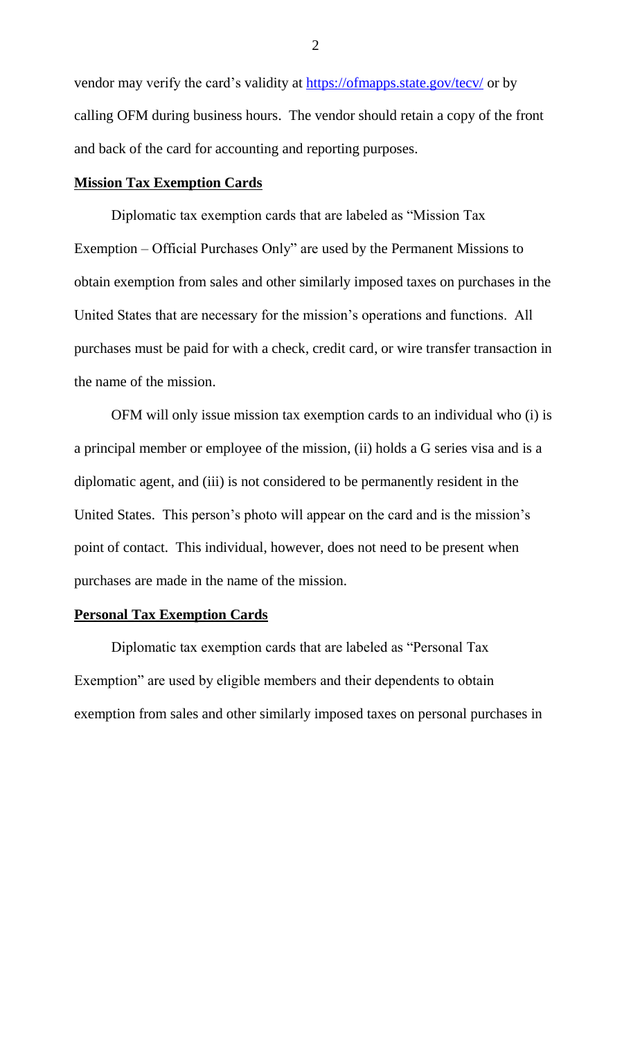vendor may verify the card's validity at https://ofmapps.state.gov/tecv/ or by calling OFM during business hours. The vendor should retain a copy of the front and back of the card for accounting and reporting purposes.

**Mission Tax Exemption Cards**

Diplomatic tax exemption cards that are labeled as "Mission Tax Exemption – Official Purchases Only" are used by the Permanent Missions to obtain exemption from sales and other similarly imposed taxes on purchases in the United States that are necessary for the mission's operations and functions. All purchases must be paid for with a check, credit card, or wire transfer transaction in the name of the mission.

OFM will only issue mission tax exemption cards to an individual who (i) is a principal member or employee of the mission, (ii) holds a G series visa and is a diplomatic agent, and (iii) is not considered to be permanently resident in the United States. This person's photo will appear on the card and is the mission's point of contact. This individual, however, does not need to be present when purchases are made in the name of the mission.

**Personal Tax Exemption Cards**

Diplomatic tax exemption cards that are labeled as "Personal Tax Exemption" are used by eligible members and their dependents to obtain exemption from sales and other similarly imposed taxes on personal purchases in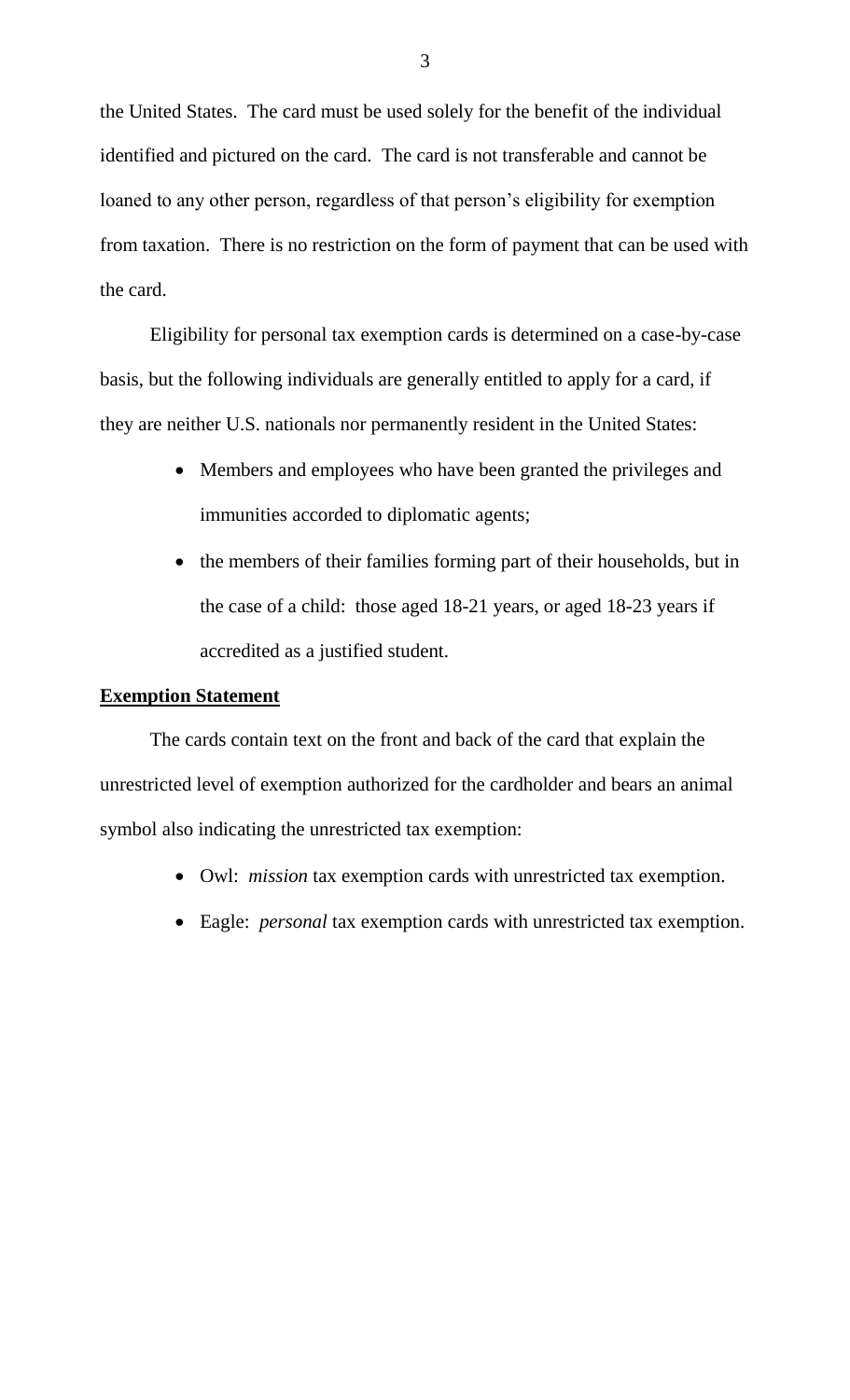the United States. The card must be used solely for the benefit of the individual identified and pictured on the card. The card is not transferable and cannot be loaned to any other person, regardless of that person's eligibility for exemption from taxation. There is no restriction on the form of payment that can be used with the card.

Eligibility for personal tax exemption cards is determined on a case-by-case basis, but the following individuals are generally entitled to apply for a card, if they are neither U.S. nationals nor permanently resident in the United States:

- Members and employees who have been granted the privileges and immunities accorded to diplomatic agents;
- the members of their families forming part of their households, but in the case of a child: those aged 18-21 years, or aged 18-23 years if accredited as a justified student.

**Exemption Statement**

The cards contain text on the front and back of the card that explain the unrestricted level of exemption authorized for the cardholder and bears an animal symbol also indicating the unrestricted tax exemption:

- Owl: *mission* tax exemption cards with unrestricted tax exemption.
- Eagle: *personal* tax exemption cards with unrestricted tax exemption.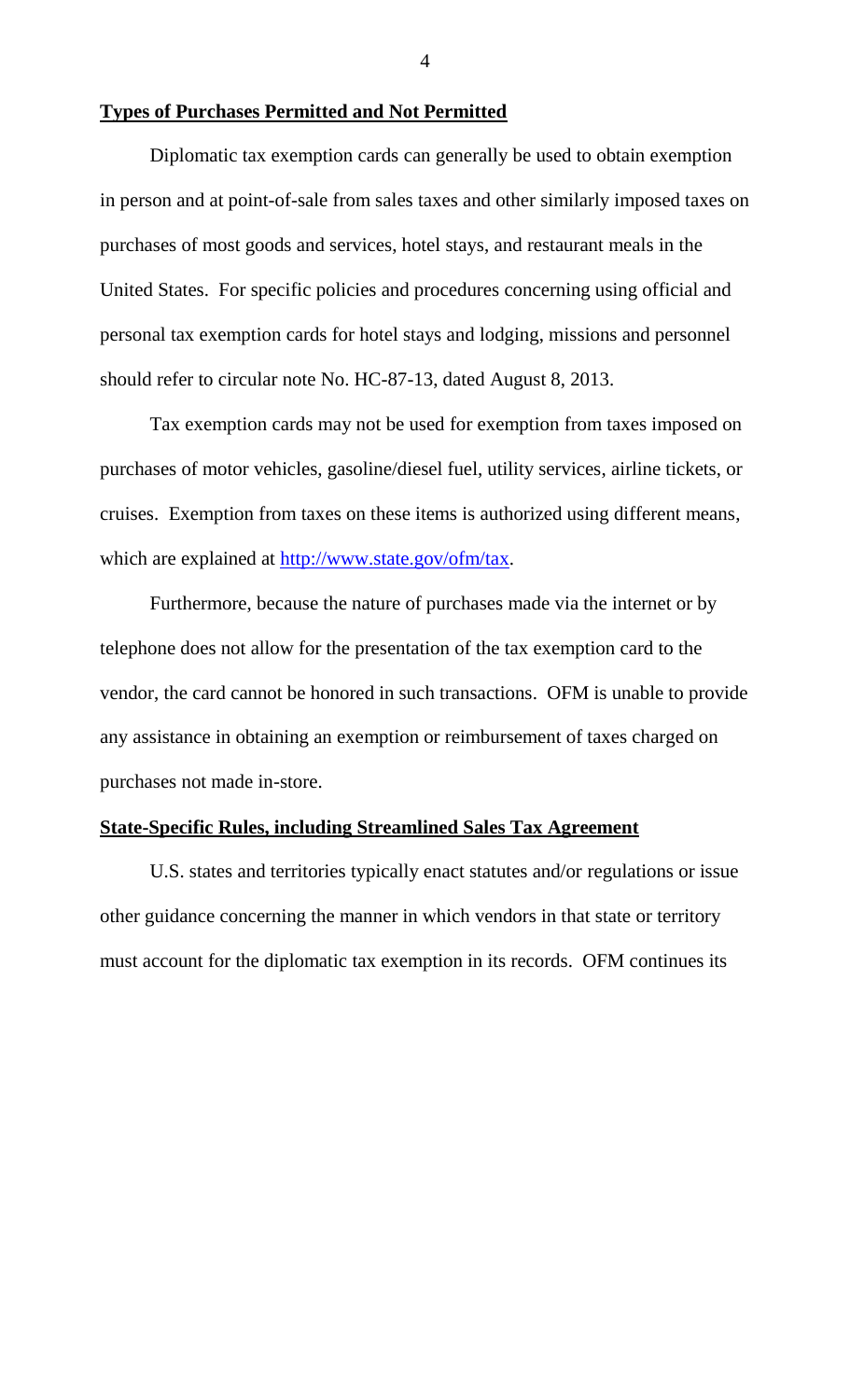**Types of Purchases Permitted and Not Permitted**

Diplomatic tax exemption cards can generally be used to obtain exemption in person and at point-of-sale from sales taxes and other similarly imposed taxes on purchases of most goods and services, hotel stays, and restaurant meals in the United States. For specific policies and procedures concerning using official and personal tax exemption cards for hotel stays and lodging, missions and personnel should refer to circular note No. HC-87-13, dated August 8, 2013.

Tax exemption cards may not be used for exemption from taxes imposed on purchases of motor vehicles, gasoline/diesel fuel, utility services, airline tickets, or cruises. Exemption from taxes on these items is authorized using different means, which are explained at [http://www.state.gov/ofm/tax](http://www.state.gov/ofm/tax).

Furthermore, because the nature of purchases made via the internet or by telephone does not allow for the presentation of the tax exemption card to the vendor, the card cannot be honored in such transactions. OFM is unable to provide any assistance in obtaining an exemption or reimbursement of taxes charged on purchases not made in-store.

**State-Specific Rules, including Streamlined Sales Tax Agreement**

U.S. states and territories typically enact statutes and/or regulations or issue other guidance concerning the manner in which vendors in that state or territory must account for the diplomatic tax exemption in its records. OFM continues its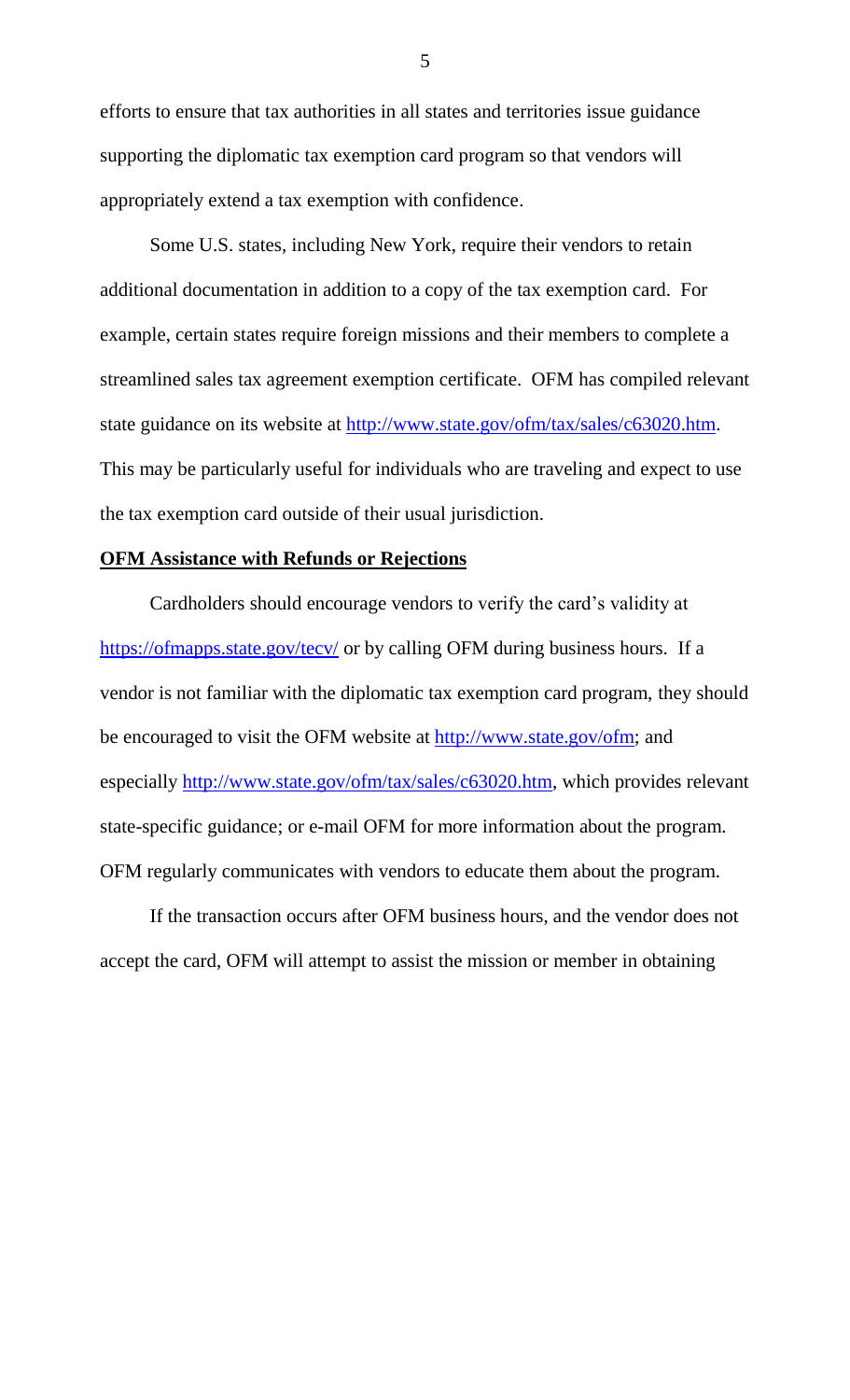efforts to ensure that tax authorities in all states and territories issue guidance supporting the diplomatic tax exemption card program so that vendors will appropriately extend a tax exemption with confidence.

Some U.S. states, including New York, require their vendors to retain additional documentation in addition to a copy of the tax exemption card. For example, certain states require foreign missions and their members to complete a streamlined sales tax agreement exemption certificate. OFM has compiled relevant state guidance on its website at [http://www.state.gov/ofm/tax/sales/c63020.htm](http://www.state.gov/ofm/tax/sales/c63020.htm). This may be particularly useful for individuals who are traveling and expect to use the tax exemption card outside of their usual jurisdiction.

**OFM Assistance with Refunds or Rejections**

Cardholders should encourage vendors to verify the card's validity at [https://ofmapps.state.gov/tecv/](https://ofmapps.state.gov/tecv/) or by calling OFM during business hours. If a vendor is not familiar with the diplomatic tax exemption card program, they should be encouraged to visit the OFM website at [http://www.state.gov/ofm](http://www.state.gov/ofm); and especially [http://www.state.gov/ofm/tax/sales/c63020.htm](http://www.state.gov/ofm/tax/sales/c63020.htm), which provides relevant state-specific guidance; or e-mail OFM for more information about the program. OFM regularly communicates with vendors to educate them about the program.

If the transaction occurs after OFM business hours, and the vendor does not accept the card, OFM will attempt to assist the mission or member in obtaining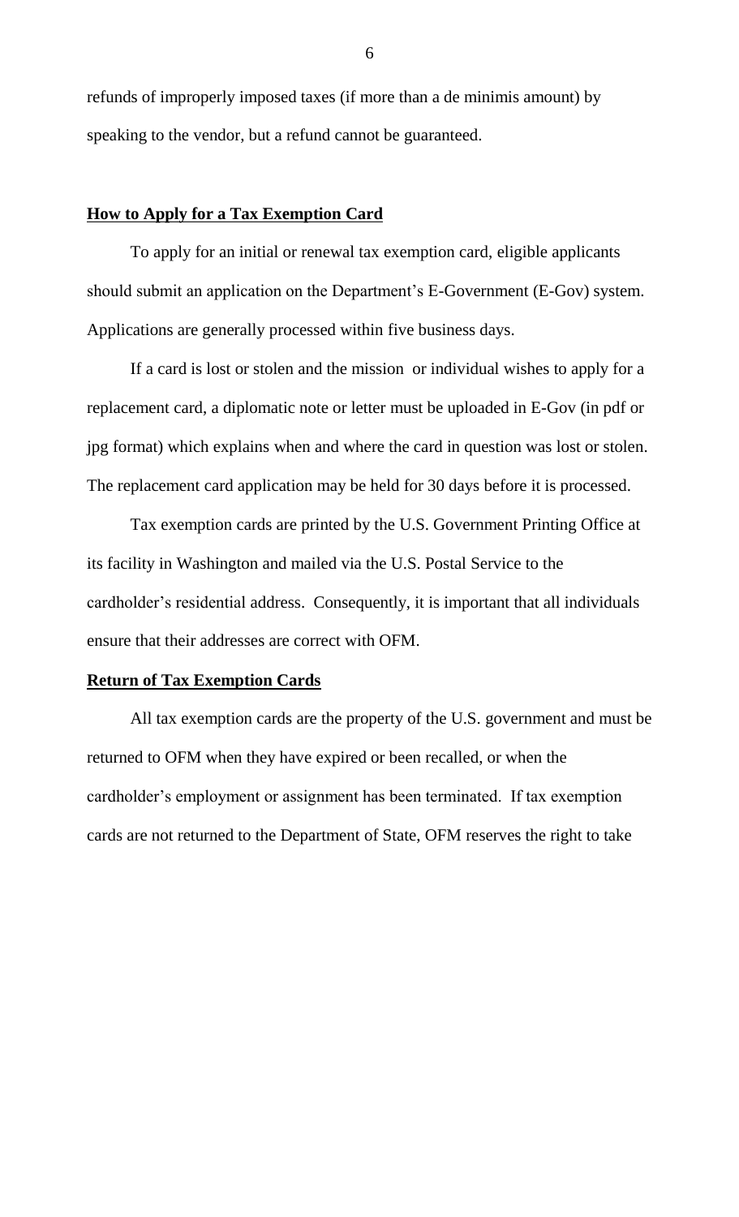refunds of improperly imposed taxes (if more than a de minimis amount) by speaking to the vendor, but a refund cannot be guaranteed.

**How to Apply for a Tax Exemption Card**

To apply for an initial or renewal tax exemption card, eligible applicants should submit an application on the Department's E-Government (E-Gov) system. Applications are generally processed within five business days.

If a card is lost or stolen and the mission or individual wishes to apply for a replacement card, a diplomatic note or letter must be uploaded in E-Gov (in pdf or jpg format) which explains when and where the card in question was lost or stolen. The replacement card application may be held for 30 days before it is processed.

Tax exemption cards are printed by the U.S. Government Printing Office at its facility in Washington and mailed via the U.S. Postal Service to the cardholder's residential address. Consequently, it is important that all individuals ensure that their addresses are correct with OFM.

**Return of Tax Exemption Cards**

All tax exemption cards are the property of the U.S. government and must be returned to OFM when they have expired or been recalled, or when the cardholder's employment or assignment has been terminated. If tax exemption cards are not returned to the Department of State, OFM reserves the right to take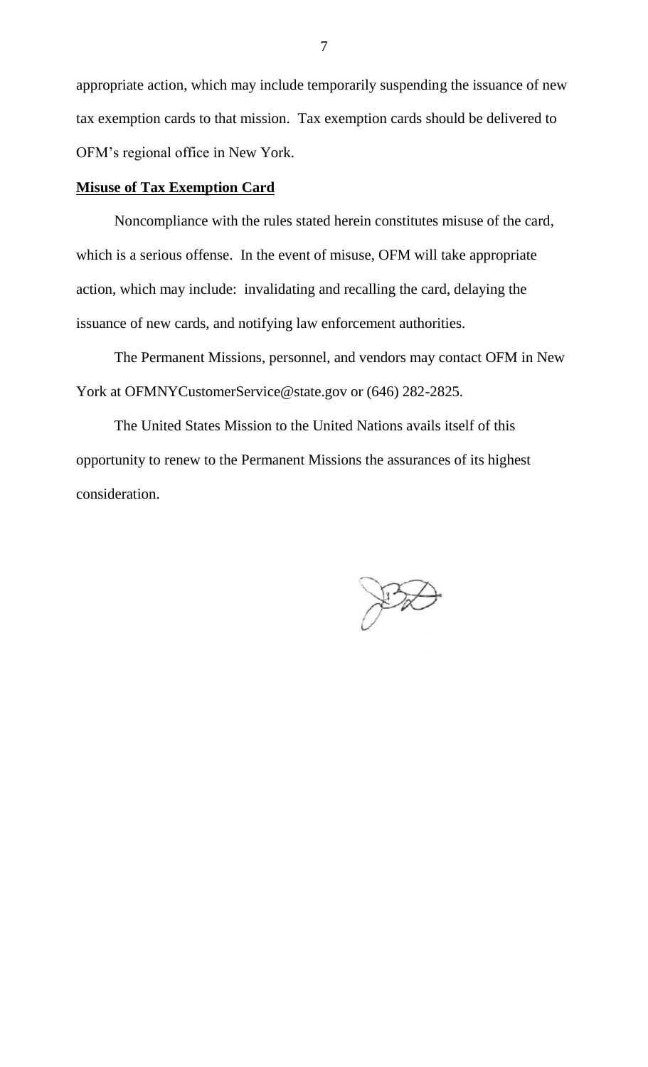appropriate action, which may include temporarily suspending the issuance of new tax exemption cards to that mission. Tax exemption cards should be delivered to OFM's regional office in New York.

**Misuse of Tax Exemption Card**

Noncompliance with the rules stated herein constitutes misuse of the card, which is a serious offense. In the event of misuse, OFM will take appropriate action, which may include: invalidating and recalling the card, delaying the issuance of new cards, and notifying law enforcement authorities.

The Permanent Missions, personnel, and vendors may contact OFM in New York at OFMNYCustomerService@state.gov or (646) 282-2825.

The United States Mission to the United Nations avails itself of this opportunity to renew to the Permanent Missions the assurances of its highest consideration.